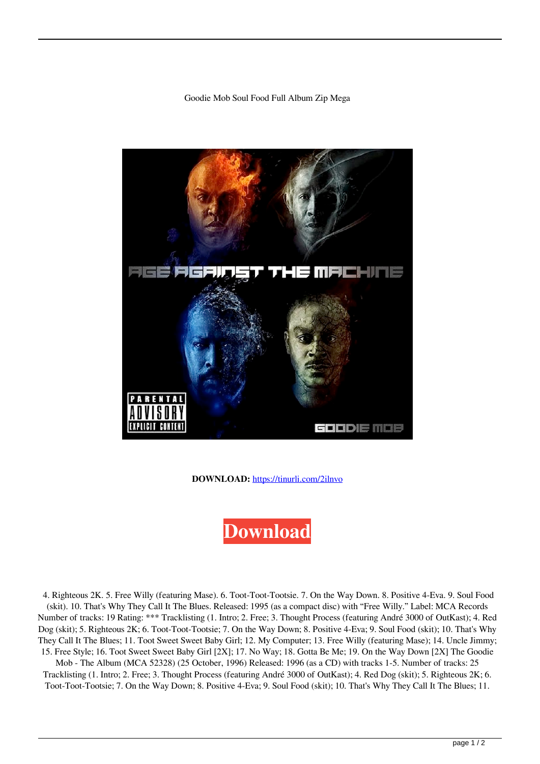Goodie Mob Soul Food Full Album Zip Mega

**DOWNLOAD:** https://tinurli.com/2ilnvo

Download

4. Righteous 2K. 5. Free Willy (featuring Mase). 6. Toot-Toot-Tootsie. 7. On the Way Down. 8. Positive 4-Eva. 9. Soul Food (skit). 10. That's Why They Call It The Blues. Released: 1995 (as a compact disc) with "Free Willy." Label: MCA Records Number of tracks: 19 Rating: *** Tracklisting (1. Intro; 2. Free; 3. Thought Process (featuring André 3000 of OutKast); 4. Red Dog (skit); 5. Righteous 2K; 6. Toot-Toot-Tootsie; 7. On the Way Down; 8. Positive 4-Eva; 9. Soul Food (skit); 10. That's Why They Call It The Blues; 11. Toot Sweet Sweet Baby Girl; 12. My Computer; 13. Free Willy (featuring Mase); 14. Uncle Jimmy; 15. Free Style; 16. Toot Sweet Sweet Baby Girl [2X]; 17. No Way; 18. Gotta Be Me; 19. On the Way Down [2X] The Goodie Mob - The Album (MCA 52328) (25 October, 1996) Released: 1996 (as a CD) with tracks 1-5. Number of tracks: 25 Tracklisting (1. Intro; 2. Free; 3. Thought Process (featuring André 3000 of OutKast); 4. Red Dog (skit); 5. Righteous 2K; 6. Toot-Toot-Tootsie; 7. On the Way Down; 8. Positive 4-Eva; 9. Soul Food (skit); 10. That's Why They Call It The Blues; 11.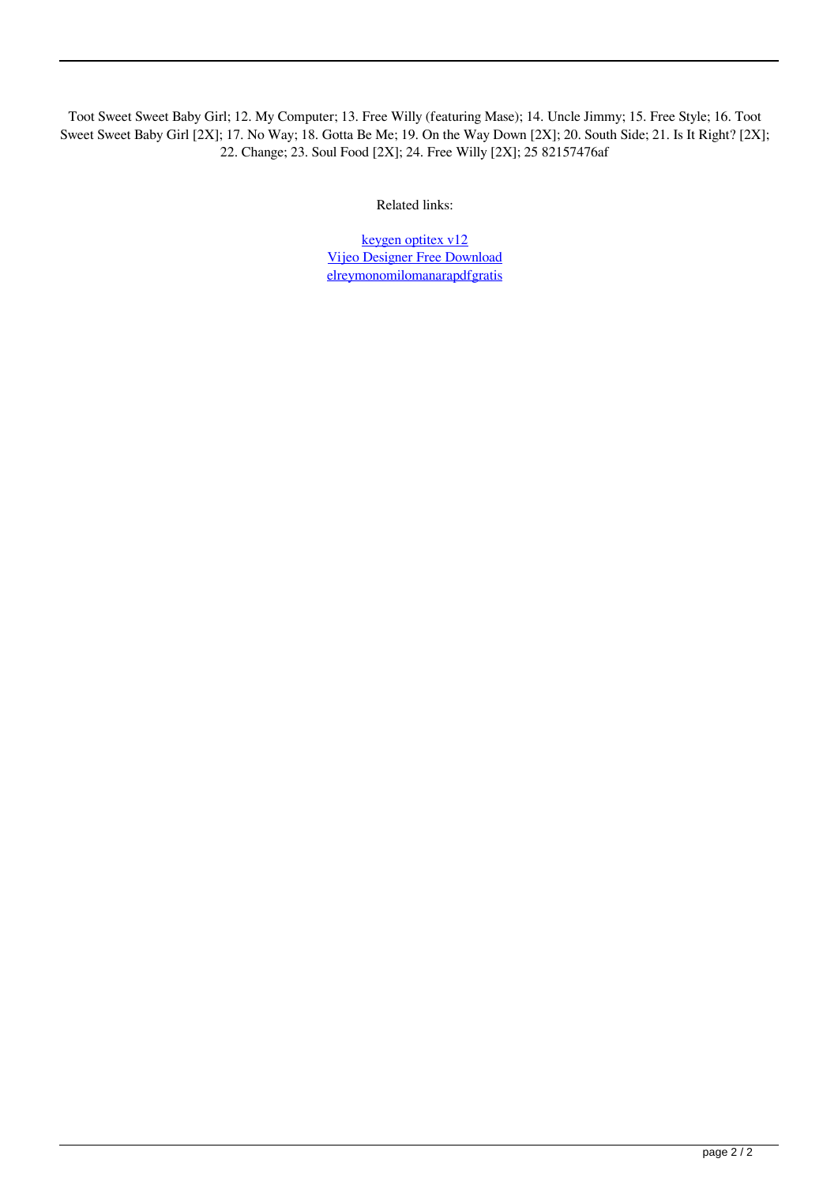Toot Sweet Sweet Baby Girl; 12. My Computer; 13. Free Willy (featuring Mase); 14. Uncle Jimmy; 15. Free Style; 16. Toot Sweet Sweet Baby Girl [2X]; 17. No Way; 18. Gotta Be Me; 19. On the Way Down [2X]; 20. South Side; 21. Is It Right? [2X]; 22. Change; 23. Soul Food [2X]; 24. Free Willy [2X]; 25 82157476af

Related links:

keygen optitex v12
Vijeo Designer Free Download
elreymonomilomanarapdfgratis